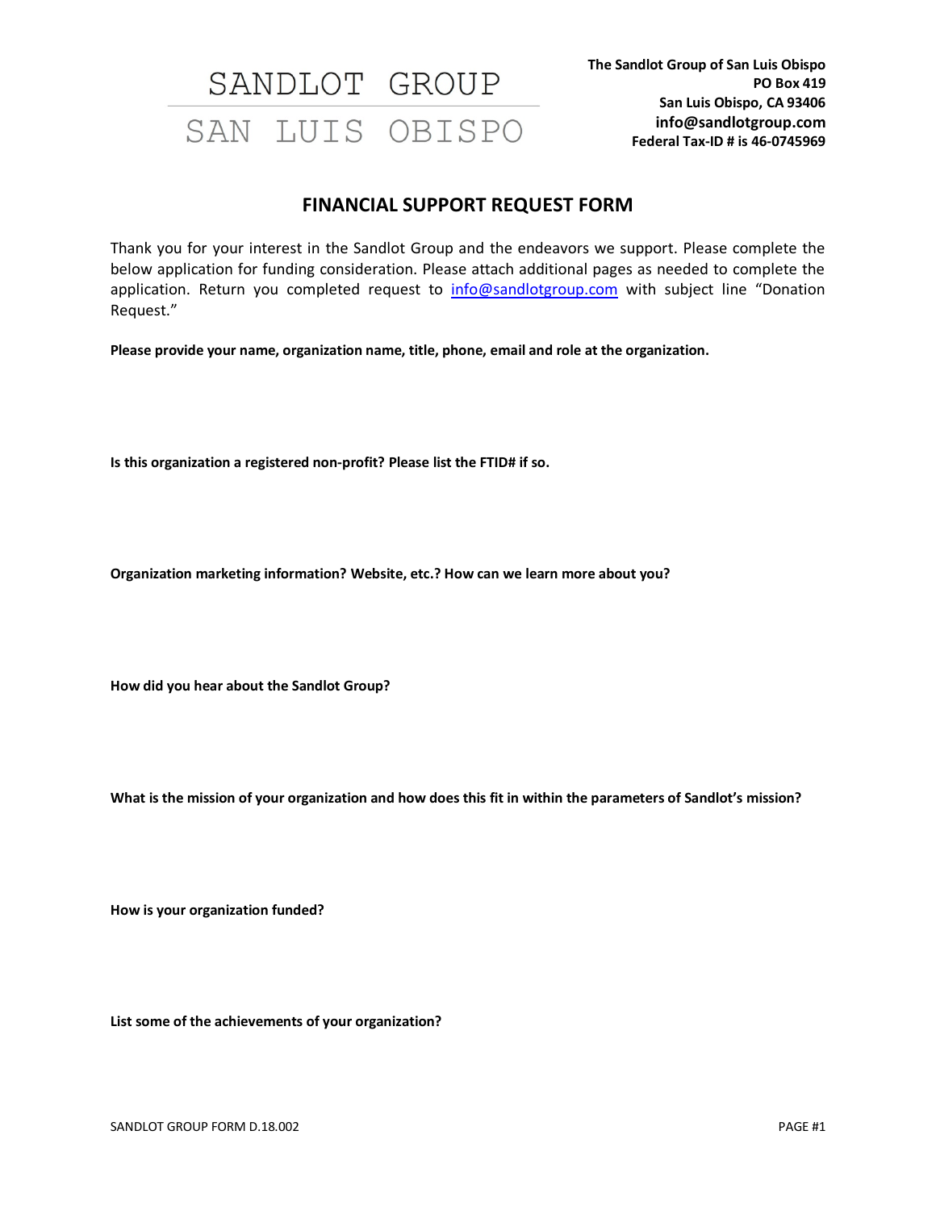SANDLOT GROUP

SAN LUIS OBISPO

**The Sandlot Group of San Luis Obispo**
**PO Box 419**
**San Luis Obispo, CA 93406**
**info@sandlotgroup.com**
**Federal Tax-ID # is 46-0745969**

# FINANCIAL SUPPORT REQUEST FORM

Thank you for your interest in the Sandlot Group and the endeavors we support. Please complete the below application for funding consideration. Please attach additional pages as needed to complete the application. Return you completed request to info@sandlotgroup.com with subject line "Donation Request."

**Please provide your name, organization name, title, phone, email and role at the organization.**

**Is this organization a registered non-profit? Please list the FTID# if so.**

**Organization marketing information? Website, etc.? How can we learn more about you?**

**How did you hear about the Sandlot Group?**

**What is the mission of your organization and how does this fit in within the parameters of Sandlot's mission?**

**How is your organization funded?**

**List some of the achievements of your organization?**

SANDLOT GROUP FORM D.18.002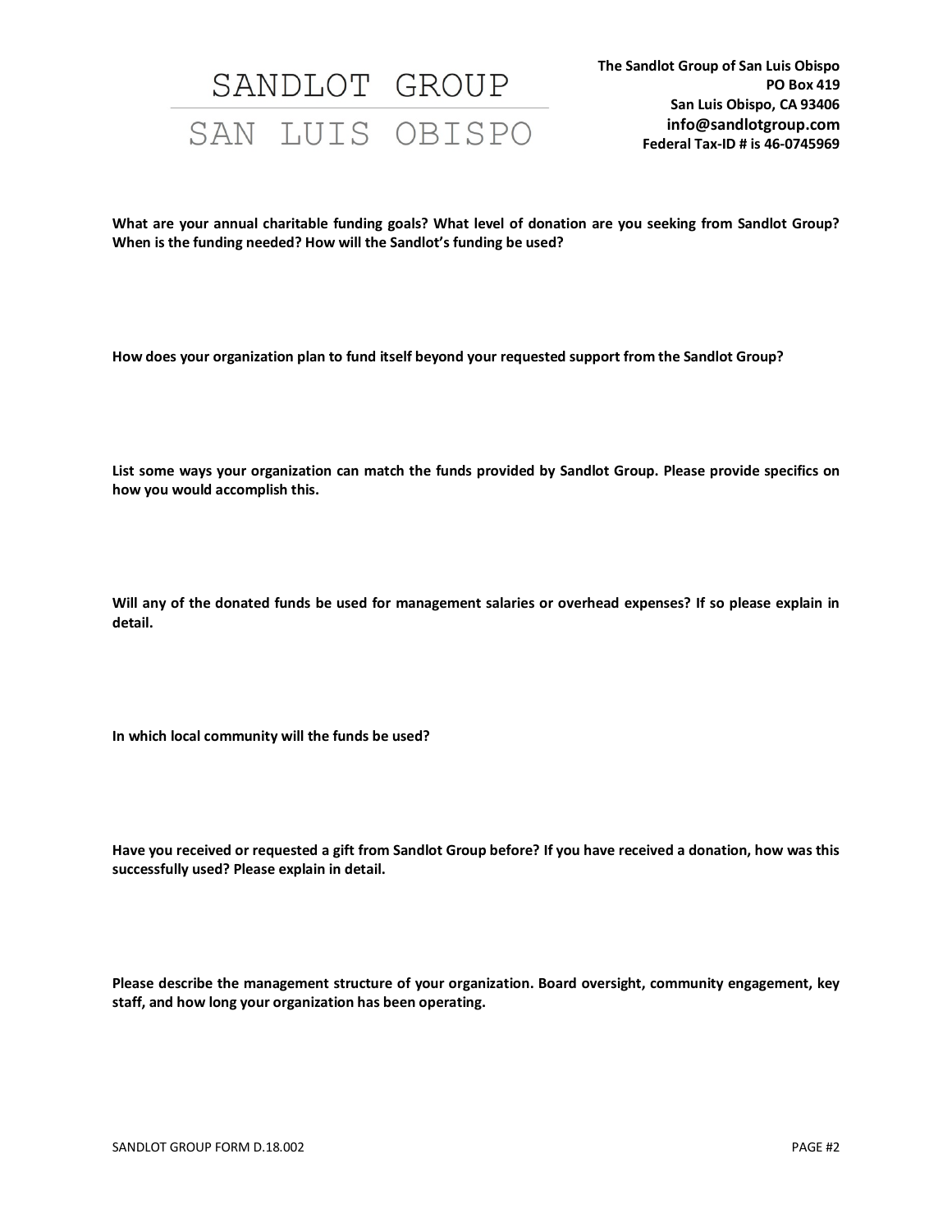# SANDLOT GROUP
## SAN LUIS OBISPO

**The Sandlot Group of San Luis Obispo**
**PO Box 419**
**San Luis Obispo, CA 93406**
**info@sandlotgroup.com**
**Federal Tax-ID # is 46-0745969**

**What are your annual charitable funding goals? What level of donation are you seeking from Sandlot Group? When is the funding needed? How will the Sandlot's funding be used?**

**How does your organization plan to fund itself beyond your requested support from the Sandlot Group?**

**List some ways your organization can match the funds provided by Sandlot Group. Please provide specifics on how you would accomplish this.**

**Will any of the donated funds be used for management salaries or overhead expenses? If so please explain in detail.**

**In which local community will the funds be used?**

**Have you received or requested a gift from Sandlot Group before? If you have received a donation, how was this successfully used? Please explain in detail.**

**Please describe the management structure of your organization. Board oversight, community engagement, key staff, and how long your organization has been operating.**

SANDLOT GROUP FORM D.18.002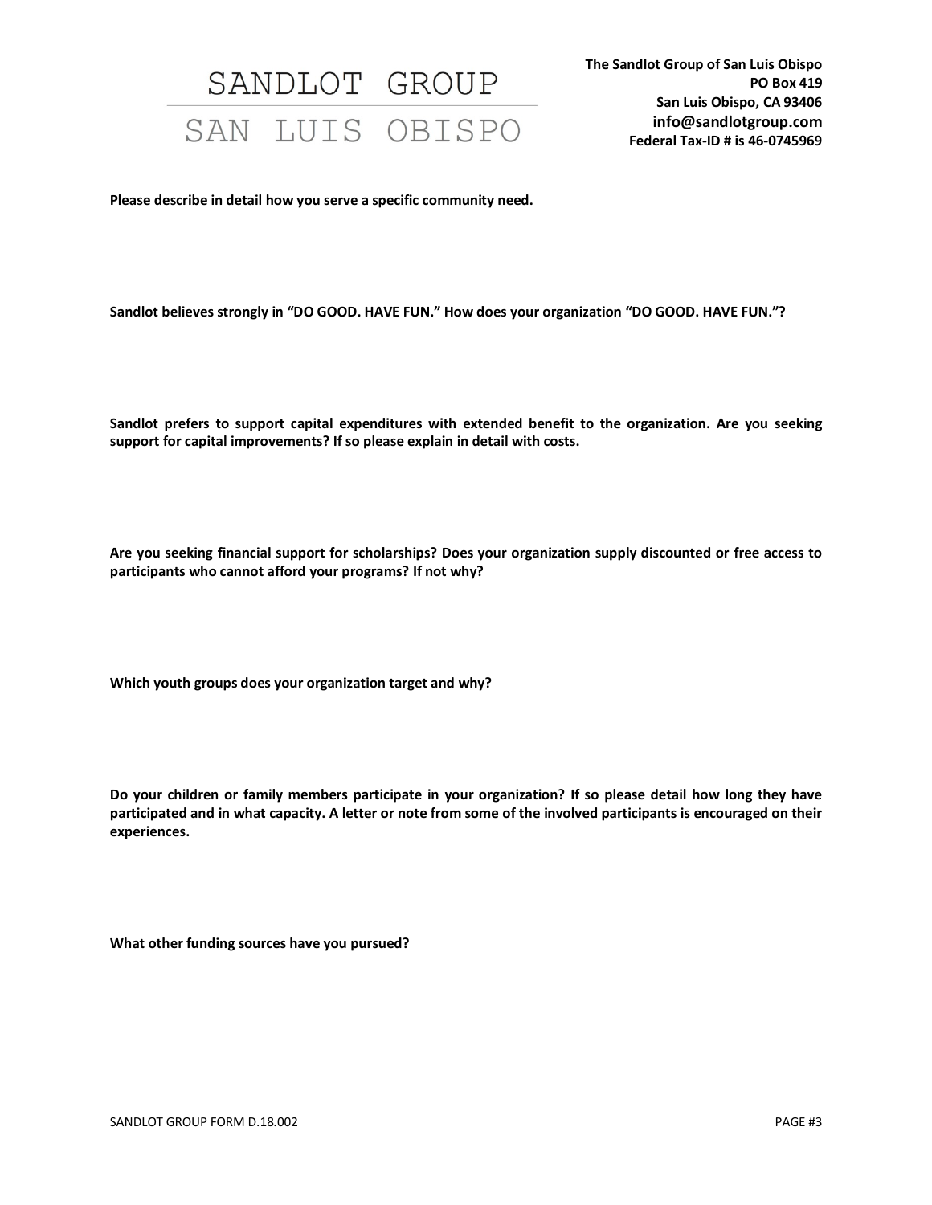# SANDLOT GROUP
## SAN LUIS OBISPO

**The Sandlot Group of San Luis Obispo**
**PO Box 419**
**San Luis Obispo, CA 93406**
**info@sandlotgroup.com**
**Federal Tax-ID # is 46-0745969**

**Please describe in detail how you serve a specific community need.**

**Sandlot believes strongly in "DO GOOD. HAVE FUN." How does your organization "DO GOOD. HAVE FUN."?**

**Sandlot prefers to support capital expenditures with extended benefit to the organization. Are you seeking support for capital improvements? If so please explain in detail with costs.**

**Are you seeking financial support for scholarships? Does your organization supply discounted or free access to participants who cannot afford your programs? If not why?**

**Which youth groups does your organization target and why?**

**Do your children or family members participate in your organization? If so please detail how long they have participated and in what capacity. A letter or note from some of the involved participants is encouraged on their experiences.**

**What other funding sources have you pursued?**

SANDLOT GROUP FORM D.18.002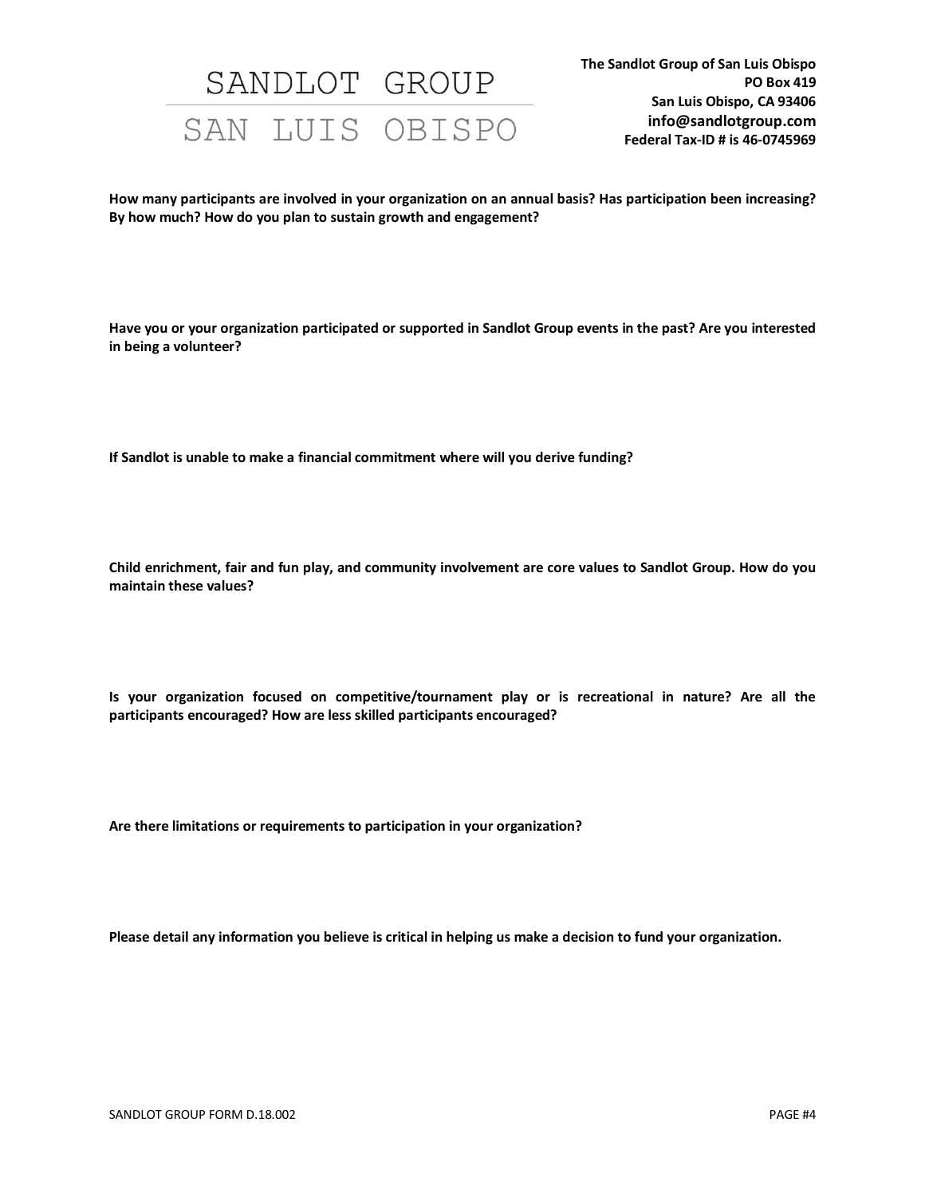**How many participants are involved in your organization on an annual basis? Has participation been increasing? By how much? How do you plan to sustain growth and engagement?**

**Have you or your organization participated or supported in Sandlot Group events in the past? Are you interested in being a volunteer?**

**If Sandlot is unable to make a financial commitment where will you derive funding?**

**Child enrichment, fair and fun play, and community involvement are core values to Sandlot Group. How do you maintain these values?**

**Is your organization focused on competitive/tournament play or is recreational in nature? Are all the participants encouraged? How are less skilled participants encouraged?**

**Are there limitations or requirements to participation in your organization?**

**Please detail any information you believe is critical in helping us make a decision to fund your organization.**